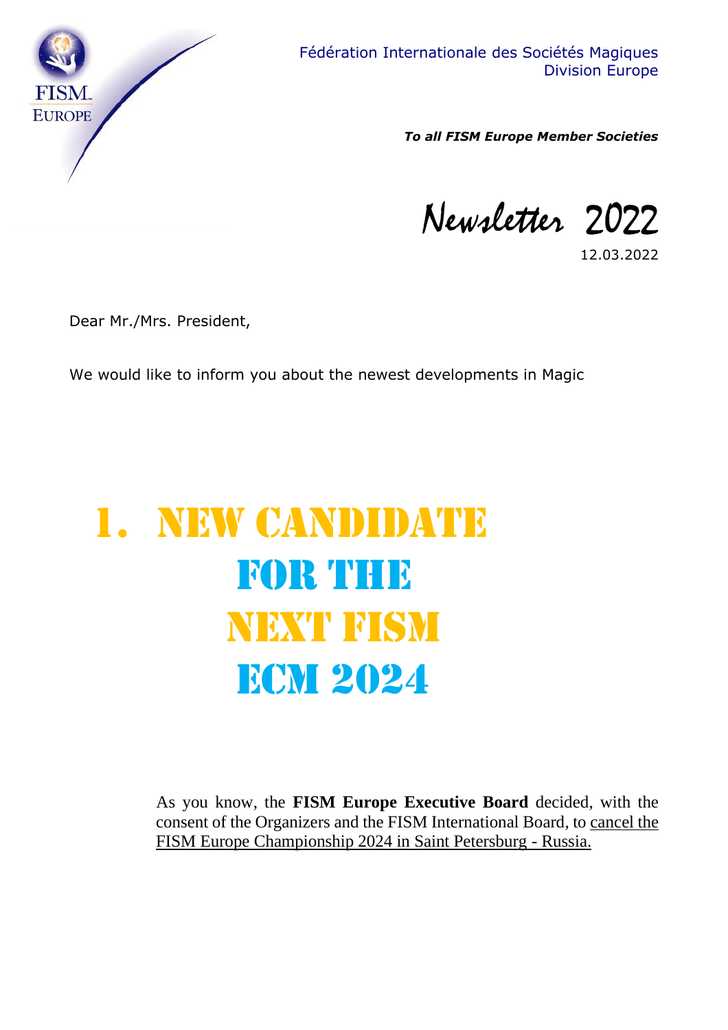Fédération Internationale des Sociétés Magiques
Division Europe

***To all FISM Europe Member Societies***

# Newsletter 2022

12.03.2022

Dear Mr./Mrs. President,

We would like to inform you about the newest developments in Magic

## 1. NEW CANDIDATE FOR THE NEXT FISM ECM 2024

As you know, the **FISM Europe Executive Board** decided, with the consent of the Organizers and the FISM International Board, to cancel the FISM Europe Championship 2024 in Saint Petersburg - Russia.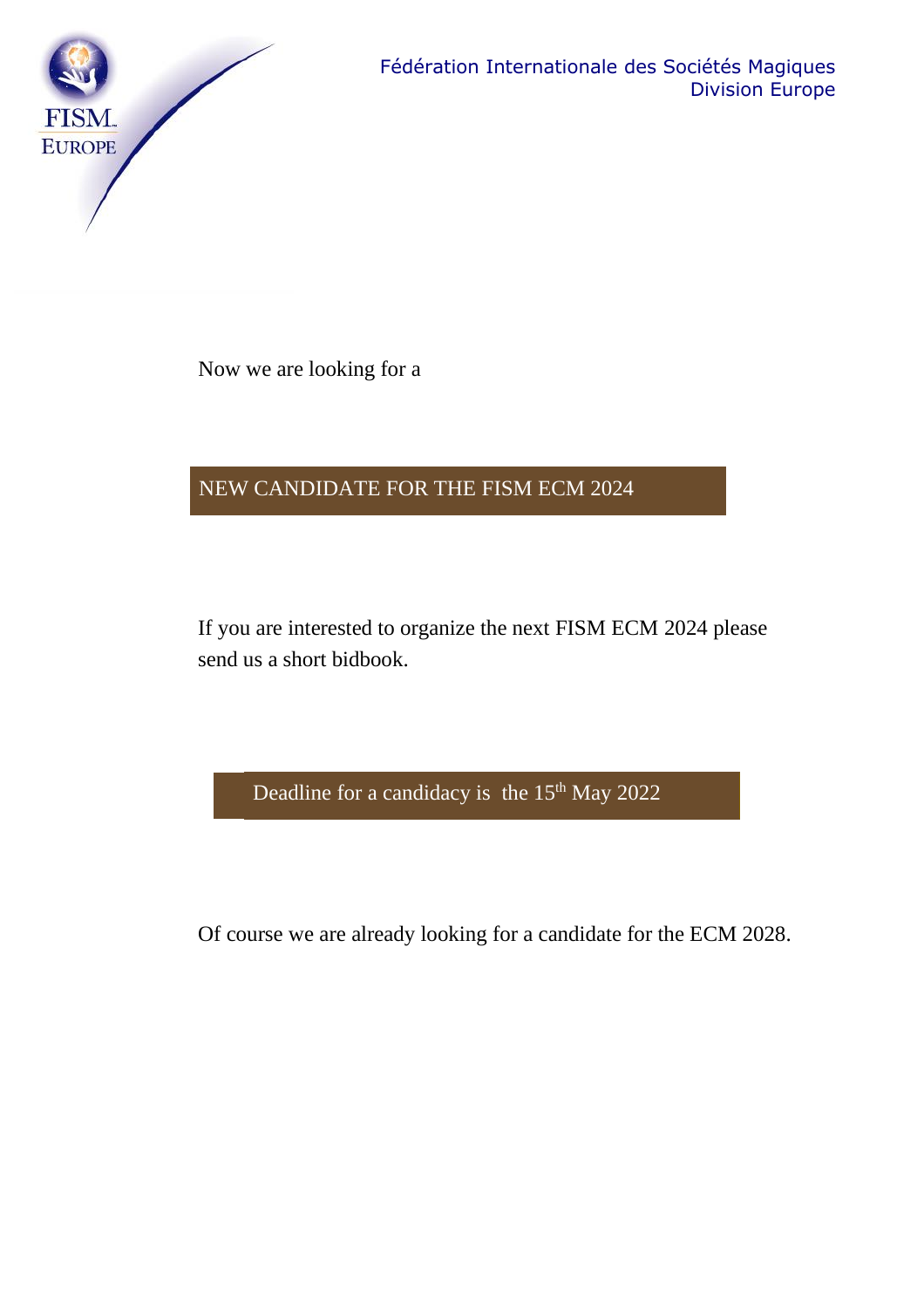Fédération Internationale des Sociétés Magiques
Division Europe

Now we are looking for a

## NEW CANDIDATE FOR THE FISM ECM 2024

If you are interested to organize the next FISM ECM 2024 please send us a short bidbook.

**Deadline for a candidacy is the 15th May 2022**

Of course we are already looking for a candidate for the ECM 2028.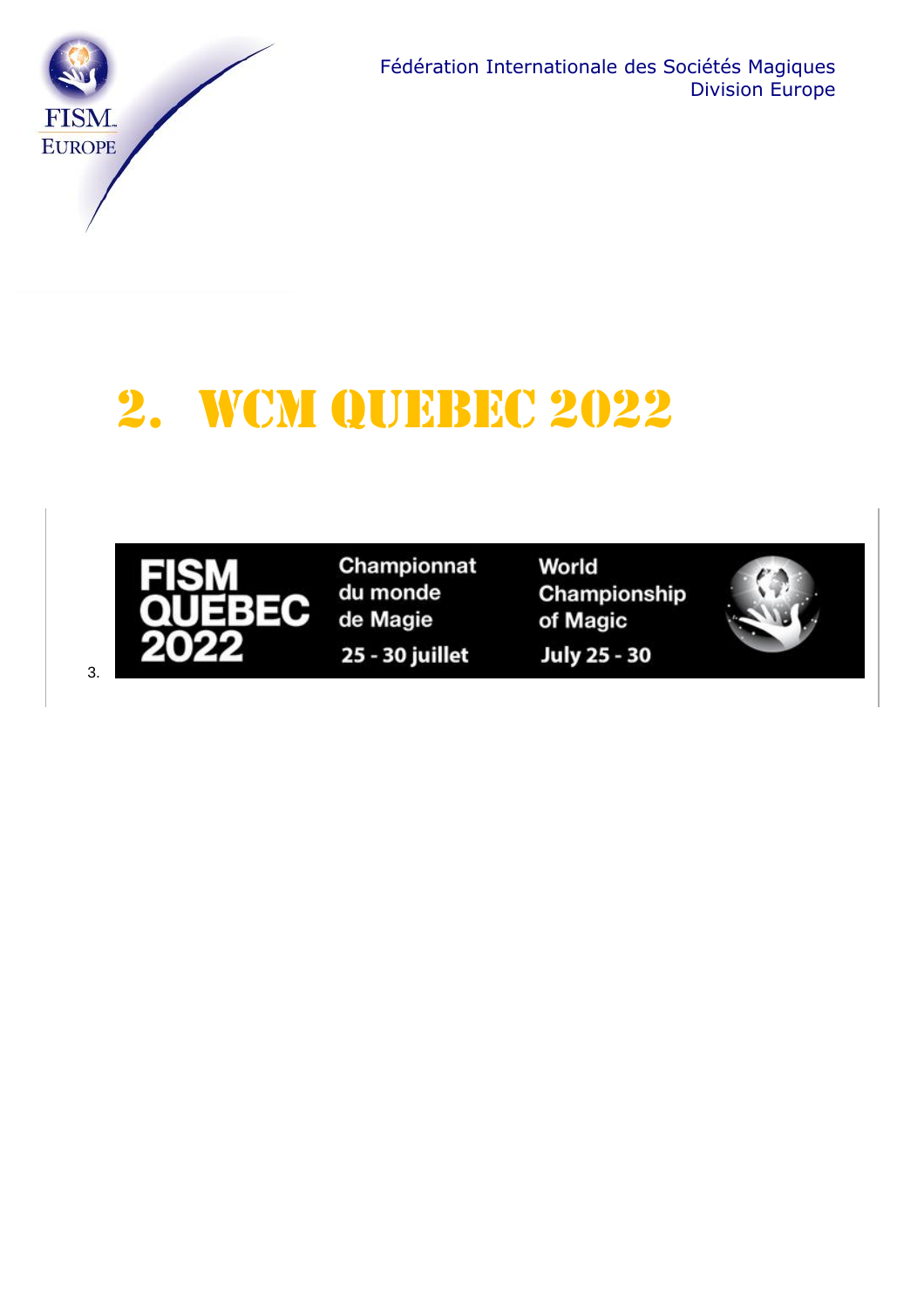# 2. WCM QUEBEC 2022

3.

FISM QUEBEC 2022

Championnat du monde de Magie

25 - 30 juillet

World Championship of Magic

July 25 - 30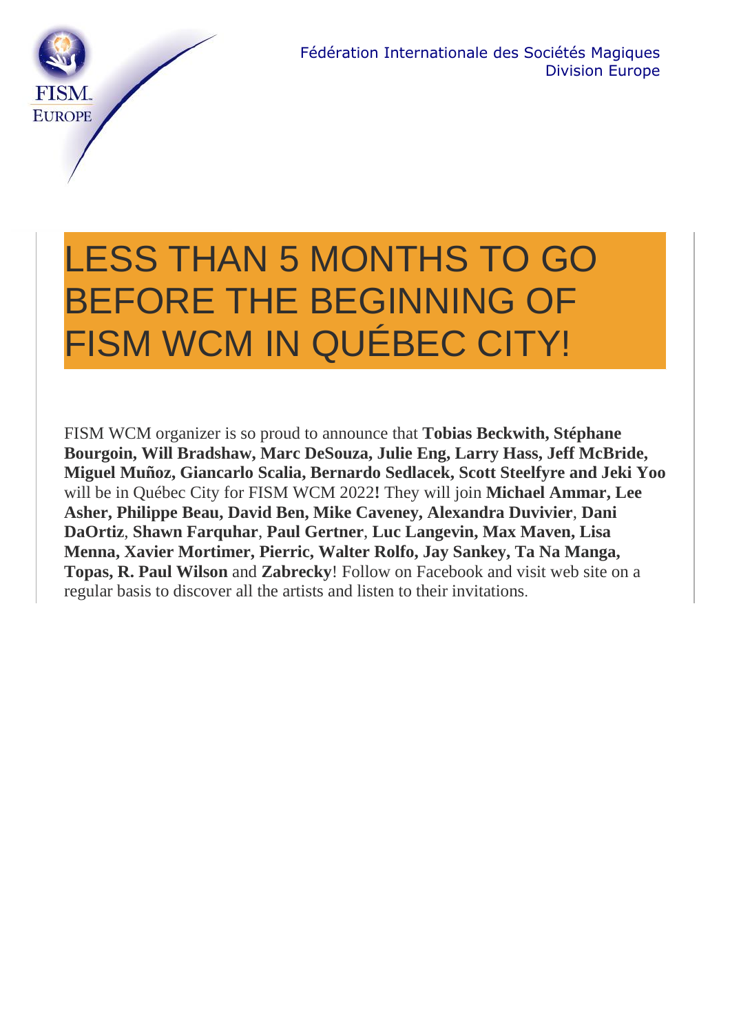Fédération Internationale des Sociétés Magiques
Division Europe

# LESS THAN 5 MONTHS TO GO BEFORE THE BEGINNING OF FISM WCM IN QUÉBEC CITY!

FISM WCM organizer is so proud to announce that **Tobias Beckwith, Stéphane Bourgoin, Will Bradshaw, Marc DeSouza, Julie Eng, Larry Hass, Jeff McBride, Miguel Muñoz, Giancarlo Scalia, Bernardo Sedlacek, Scott Steelfyre and Jeki Yoo** will be in Québec City for FISM WCM 2022**!** They will join **Michael Ammar, Lee Asher, Philippe Beau, David Ben, Mike Caveney, Alexandra Duvivier**, **Dani DaOrtiz**, **Shawn Farquhar**, **Paul Gertner**, **Luc Langevin, Max Maven, Lisa Menna, Xavier Mortimer, Pierric, Walter Rolfo, Jay Sankey, Ta Na Manga, Topas, R. Paul Wilson** and **Zabrecky**! Follow on Facebook and visit web site on a regular basis to discover all the artists and listen to their invitations.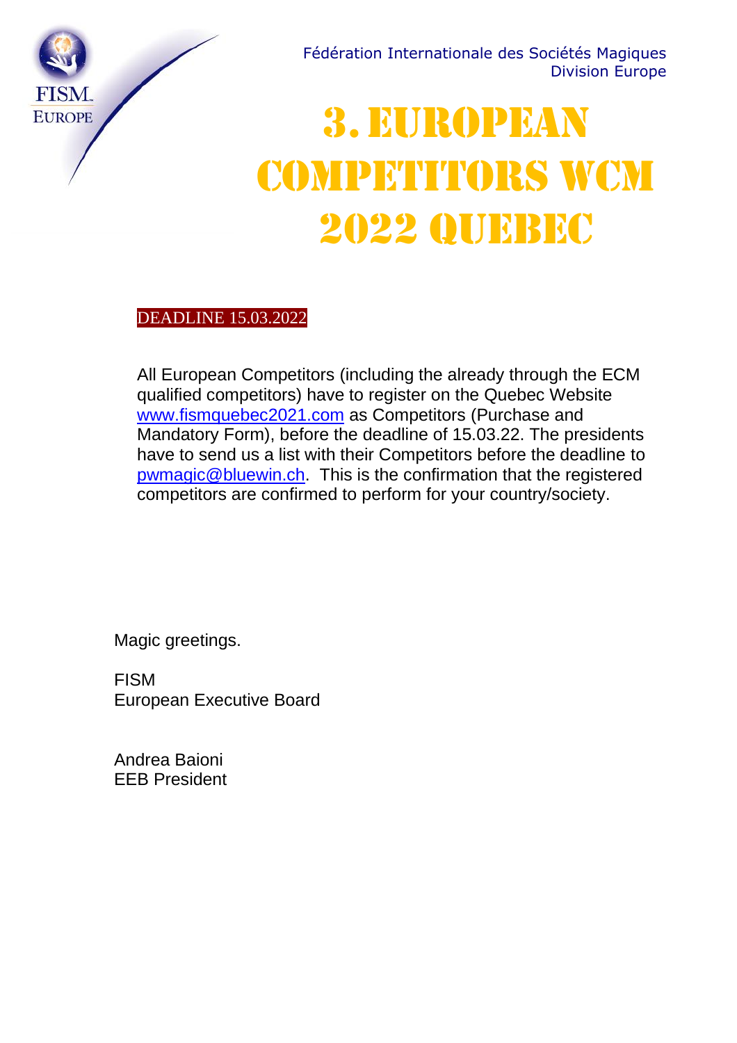FISM EUROPE

Fédération Internationale des Sociétés Magiques
Division Europe

# 3. European Competitors WCM 2022 Quebec

DEADLINE 15.03.2022

All European Competitors (including the already through the ECM qualified competitors) have to register on the Quebec Website www.fismquebec2021.com as Competitors (Purchase and Mandatory Form), before the deadline of 15.03.22. The presidents have to send us a list with their Competitors before the deadline to pwmagic@bluewin.ch. This is the confirmation that the registered competitors are confirmed to perform for your country/society.

Magic greetings.

FISM
European Executive Board

Andrea Baioni
EEB President